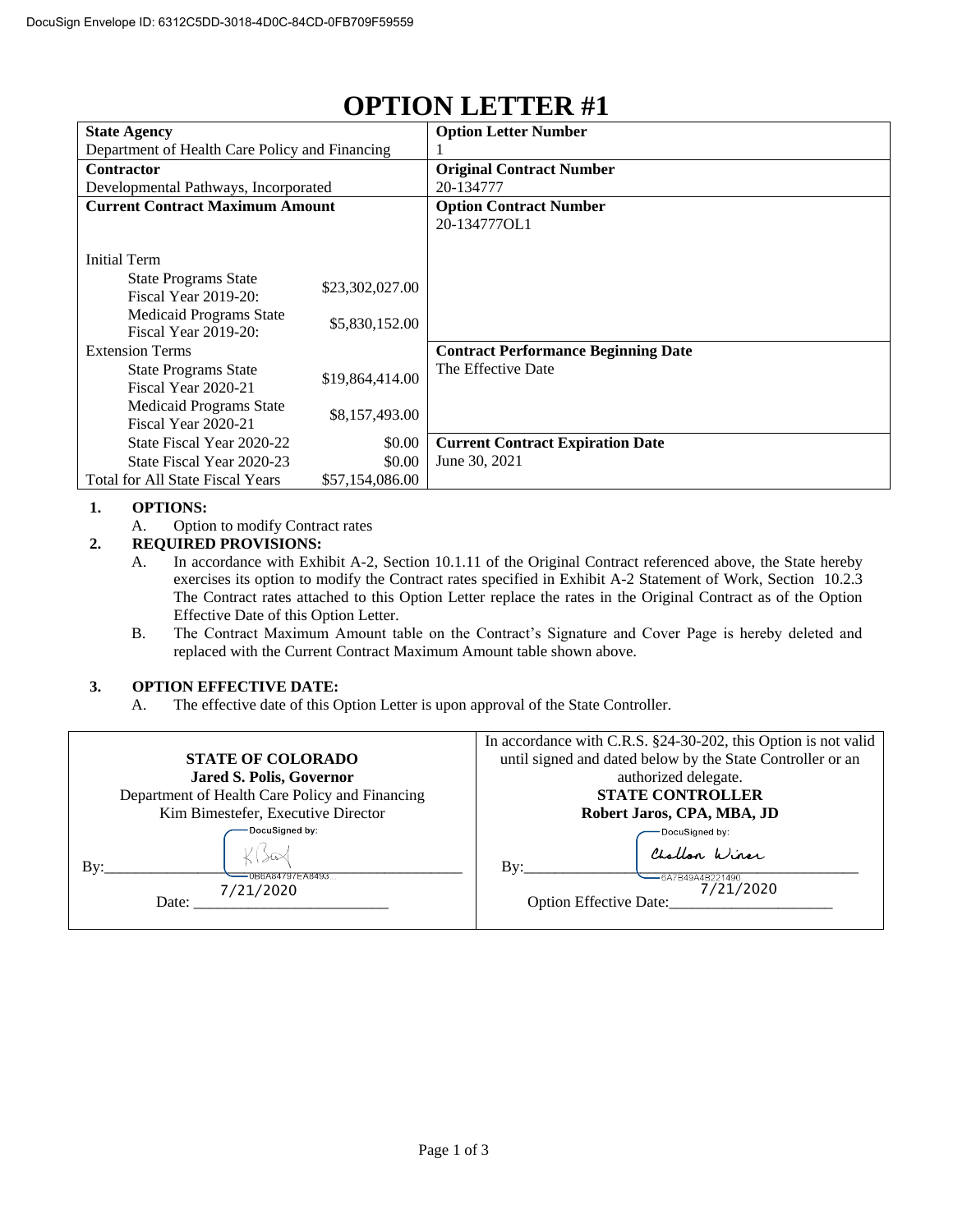DocuSign Envelope ID: 6312C5DD-3018-4D0C-84CD-0FB709F59559

# OPTION LETTER #1

| **State Agency** | | **Option Letter Number** |
|---|---|---|
| Department of Health Care Policy and Financing | | 1 |
| **Contractor** | | **Original Contract Number** |
| Developmental Pathways, Incorporated | | 20-134777 |
| **Current Contract Maximum Amount** | | **Option Contract Number** |
| | | 20-134777OL1 |
| Initial Term | | |
| State Programs State Fiscal Year 2019-20: | $23,302,027.00 | |
| Medicaid Programs State Fiscal Year 2019-20: | $5,830,152.00 | |
| Extension Terms | | **Contract Performance Beginning Date** |
| State Programs State Fiscal Year 2020-21 | $19,864,414.00 | The Effective Date |
| Medicaid Programs State Fiscal Year 2020-21 | $8,157,493.00 | |
| State Fiscal Year 2020-22 | $0.00 | **Current Contract Expiration Date** |
| State Fiscal Year 2020-23 | $0.00 | June 30, 2021 |
| Total for All State Fiscal Years | $57,154,086.00 | |

**1. OPTIONS:**

A. Option to modify Contract rates

**2. REQUIRED PROVISIONS:**

A. In accordance with Exhibit A-2, Section 10.1.11 of the Original Contract referenced above, the State hereby exercises its option to modify the Contract rates specified in Exhibit A-2 Statement of Work, Section 10.2.3 The Contract rates attached to this Option Letter replace the rates in the Original Contract as of the Option Effective Date of this Option Letter.

B. The Contract Maximum Amount table on the Contract's Signature and Cover Page is hereby deleted and replaced with the Current Contract Maximum Amount table shown above.

**3. OPTION EFFECTIVE DATE:**

A. The effective date of this Option Letter is upon approval of the State Controller.

| **STATE OF COLORADO**<br>**Jared S. Polis, Governor**<br>Department of Health Care Policy and Financing<br>Kim Bimestefer, Executive Director | In accordance with C.R.S. §24-30-202, this Option is not valid until signed and dated below by the State Controller or an authorized delegate.<br>**STATE CONTROLLER**<br>**Robert Jaros, CPA, MBA, JD** |
|---|---|
| DocuSigned by: KBimestefer<br>0B6A84797EA8493...<br>By:\_\_\_\_\_\_\_\_\_\_<br>Date: 7/21/2020 | DocuSigned by: Chellon Winer<br>6A7B49A4B221490...<br>By:\_\_\_\_\_\_\_\_\_\_<br>Option Effective Date: 7/21/2020 |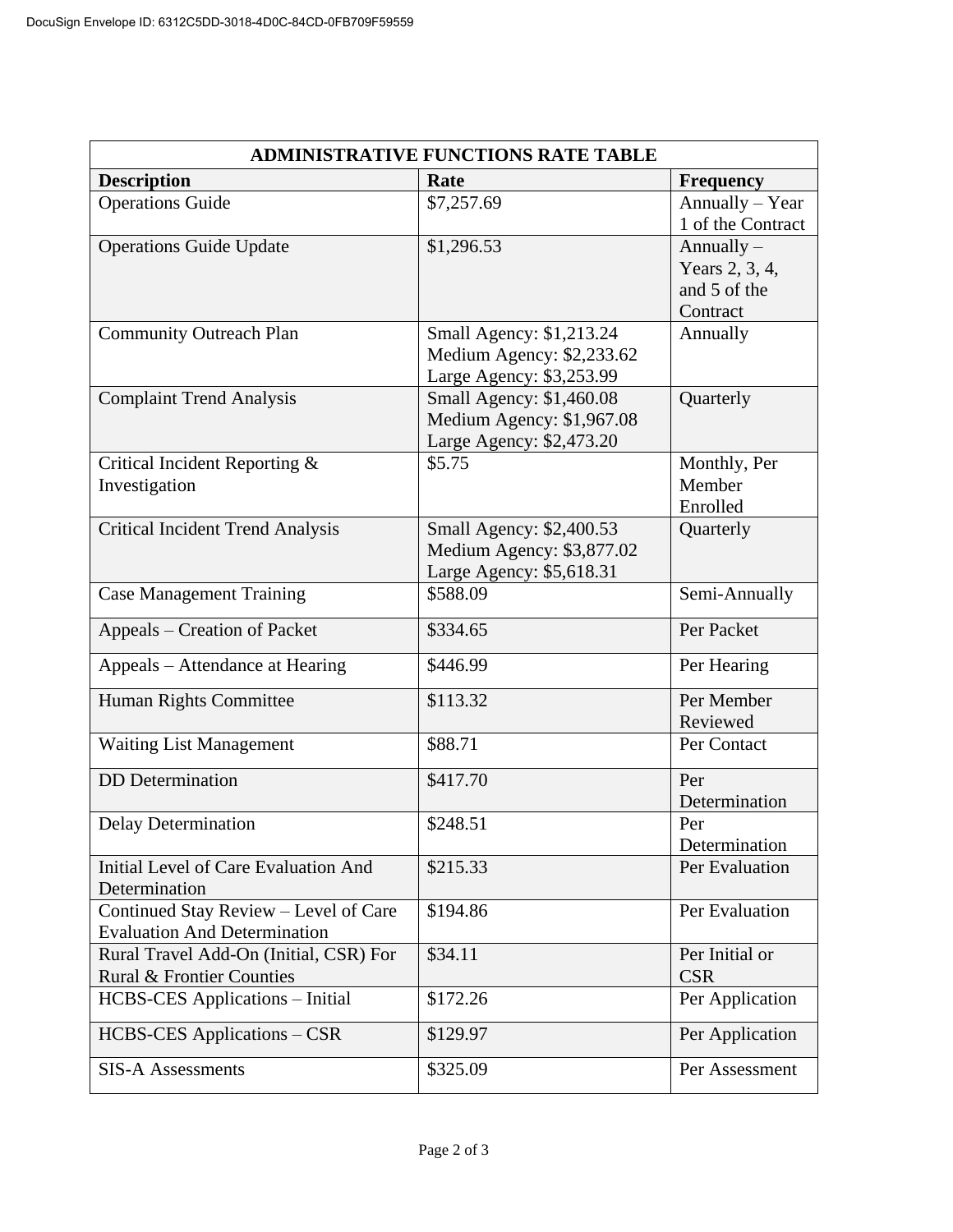| ADMINISTRATIVE FUNCTIONS RATE TABLE | | |
|---|---|---|
| **Description** | **Rate** | **Frequency** |
| Operations Guide | $7,257.69 | Annually – Year 1 of the Contract |
| Operations Guide Update | $1,296.53 | Annually – Years 2, 3, 4, and 5 of the Contract |
| Community Outreach Plan | Small Agency: $1,213.24<br>Medium Agency: $2,233.62<br>Large Agency: $3,253.99 | Annually |
| Complaint Trend Analysis | Small Agency: $1,460.08<br>Medium Agency: $1,967.08<br>Large Agency: $2,473.20 | Quarterly |
| Critical Incident Reporting & Investigation | $5.75 | Monthly, Per Member Enrolled |
| Critical Incident Trend Analysis | Small Agency: $2,400.53<br>Medium Agency: $3,877.02<br>Large Agency: $5,618.31 | Quarterly |
| Case Management Training | $588.09 | Semi-Annually |
| Appeals – Creation of Packet | $334.65 | Per Packet |
| Appeals – Attendance at Hearing | $446.99 | Per Hearing |
| Human Rights Committee | $113.32 | Per Member Reviewed |
| Waiting List Management | $88.71 | Per Contact |
| DD Determination | $417.70 | Per Determination |
| Delay Determination | $248.51 | Per Determination |
| Initial Level of Care Evaluation And Determination | $215.33 | Per Evaluation |
| Continued Stay Review – Level of Care Evaluation And Determination | $194.86 | Per Evaluation |
| Rural Travel Add-On (Initial, CSR) For Rural & Frontier Counties | $34.11 | Per Initial or CSR |
| HCBS-CES Applications – Initial | $172.26 | Per Application |
| HCBS-CES Applications – CSR | $129.97 | Per Application |
| SIS-A Assessments | $325.09 | Per Assessment |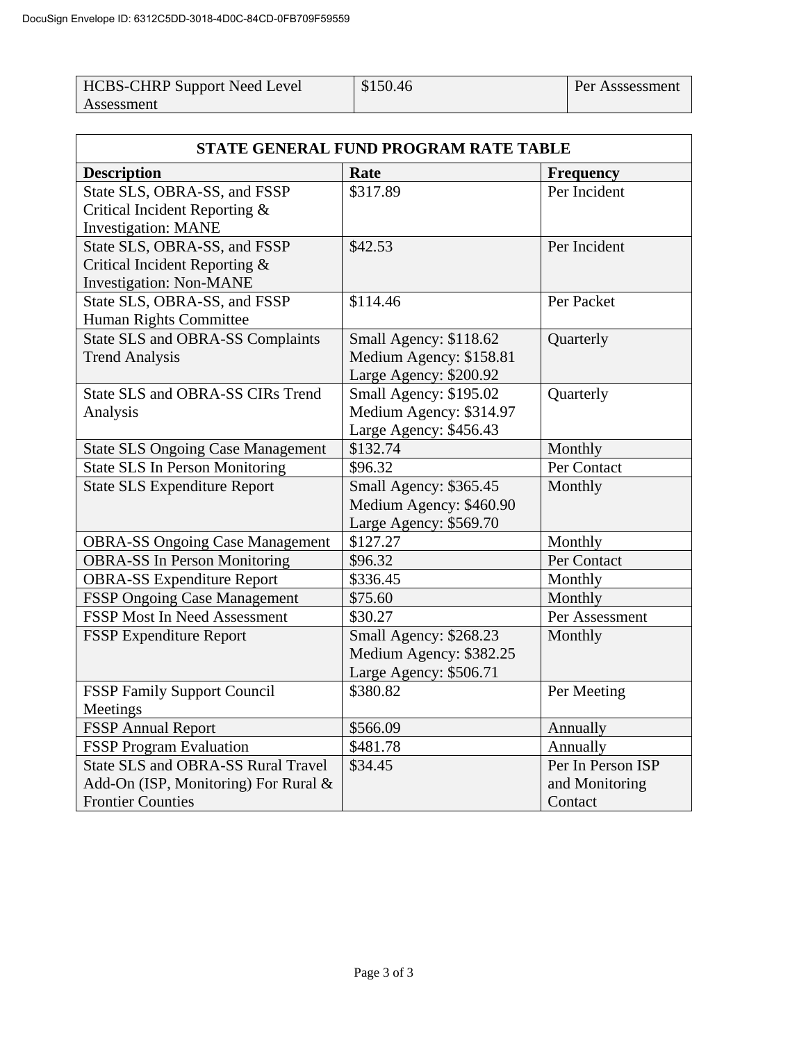| | | |
|---|---|---|
| HCBS-CHRP Support Need Level Assessment | $150.46 | Per Asssessment |

| STATE GENERAL FUND PROGRAM RATE TABLE | | |
|---|---|---|
| **Description** | **Rate** | **Frequency** |
| State SLS, OBRA-SS, and FSSP Critical Incident Reporting & Investigation: MANE | $317.89 | Per Incident |
| State SLS, OBRA-SS, and FSSP Critical Incident Reporting & Investigation: Non-MANE | $42.53 | Per Incident |
| State SLS, OBRA-SS, and FSSP Human Rights Committee | $114.46 | Per Packet |
| State SLS and OBRA-SS Complaints Trend Analysis | Small Agency: $118.62<br>Medium Agency: $158.81<br>Large Agency: $200.92 | Quarterly |
| State SLS and OBRA-SS CIRs Trend Analysis | Small Agency: $195.02<br>Medium Agency: $314.97<br>Large Agency: $456.43 | Quarterly |
| State SLS Ongoing Case Management | $132.74 | Monthly |
| State SLS In Person Monitoring | $96.32 | Per Contact |
| State SLS Expenditure Report | Small Agency: $365.45<br>Medium Agency: $460.90<br>Large Agency: $569.70 | Monthly |
| OBRA-SS Ongoing Case Management | $127.27 | Monthly |
| OBRA-SS In Person Monitoring | $96.32 | Per Contact |
| OBRA-SS Expenditure Report | $336.45 | Monthly |
| FSSP Ongoing Case Management | $75.60 | Monthly |
| FSSP Most In Need Assessment | $30.27 | Per Assessment |
| FSSP Expenditure Report | Small Agency: $268.23<br>Medium Agency: $382.25<br>Large Agency: $506.71 | Monthly |
| FSSP Family Support Council Meetings | $380.82 | Per Meeting |
| FSSP Annual Report | $566.09 | Annually |
| FSSP Program Evaluation | $481.78 | Annually |
| State SLS and OBRA-SS Rural Travel Add-On (ISP, Monitoring) For Rural & Frontier Counties | $34.45 | Per In Person ISP and Monitoring Contact |